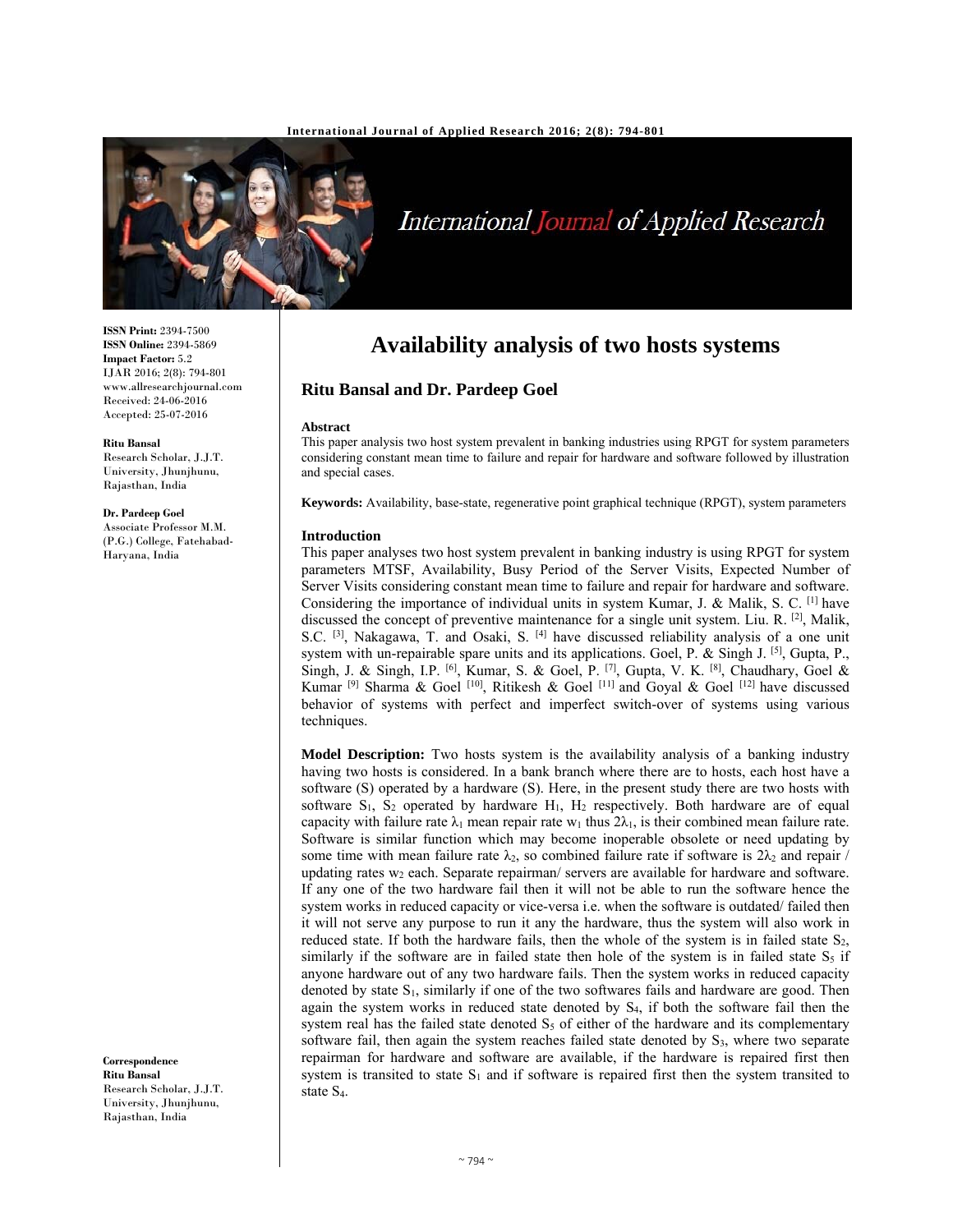# Availability analysis of two hosts systems

**Ritu Bansal and Dr. Pardeep Goel**

ISSN Print: 2394-7500
ISSN Online: 2394-5869
Impact Factor: 5.2
IJAR 2016; 2(8): 794-801
www.allresearchjournal.com
Received: 24-06-2016
Accepted: 25-07-2016

**Ritu Bansal**
Research Scholar, J.J.T. University, Jhunjhunu, Rajasthan, India

**Dr. Pardeep Goel**
Associate Professor M.M. (P.G.) College, Fatehabad-Haryana, India

**Correspondence**
**Ritu Bansal**
Research Scholar, J.J.T. University, Jhunjhunu, Rajasthan, India

### Abstract

This paper analysis two host system prevalent in banking industries using RPGT for system parameters considering constant mean time to failure and repair for hardware and software followed by illustration and special cases.

**Keywords:** Availability, base-state, regenerative point graphical technique (RPGT), system parameters

### Introduction

This paper analyses two host system prevalent in banking industry is using RPGT for system parameters MTSF, Availability, Busy Period of the Server Visits, Expected Number of Server Visits considering constant mean time to failure and repair for hardware and software. Considering the importance of individual units in system Kumar, J. & Malik, S. C. [1] have discussed the concept of preventive maintenance for a single unit system. Liu. R. [2], Malik, S.C. [3], Nakagawa, T. and Osaki, S. [4] have discussed reliability analysis of a one unit system with un-repairable spare units and its applications. Goel, P. & Singh J. [5], Gupta, P., Singh, J. & Singh, I.P. [6], Kumar, S. & Goel, P. [7], Gupta, V. K. [8], Chaudhary, Goel & Kumar [9] Sharma & Goel [10], Ritikesh & Goel [11] and Goyal & Goel [12] have discussed behavior of systems with perfect and imperfect switch-over of systems using various techniques.

**Model Description:** Two hosts system is the availability analysis of a banking industry having two hosts is considered. In a bank branch where there are to hosts, each host have a software (S) operated by a hardware (S). Here, in the present study there are two hosts with software $S_1$, $S_2$ operated by hardware $H_1$, $H_2$ respectively. Both hardware are of equal capacity with failure rate $\lambda_1$ mean repair rate $w_1$ thus $2\lambda_1$, is their combined mean failure rate. Software is similar function which may become inoperable obsolete or need updating by some time with mean failure rate $\lambda_2$, so combined failure rate if software is $2\lambda_2$ and repair / updating rates $w_2$ each. Separate repairman/ servers are available for hardware and software. If any one of the two hardware fail then it will not be able to run the software hence the system works in reduced capacity or vice-versa i.e. when the software is outdated/ failed then it will not serve any purpose to run it any the hardware, thus the system will also work in reduced state. If both the hardware fails, then the whole of the system is in failed state $S_2$, similarly if the software are in failed state then hole of the system is in failed state $S_5$ if anyone hardware out of any two hardware fails. Then the system works in reduced capacity denoted by state $S_1$, similarly if one of the two softwares fails and hardware are good. Then again the system works in reduced state denoted by $S_4$, if both the software fail then the system real has the failed state denoted $S_5$ of either of the hardware and its complementary software fail, then again the system reaches failed state denoted by $S_3$, where two separate repairman for hardware and software are available, if the hardware is repaired first then system is transited to state $S_1$ and if software is repaired first then the system transited to state $S_4$.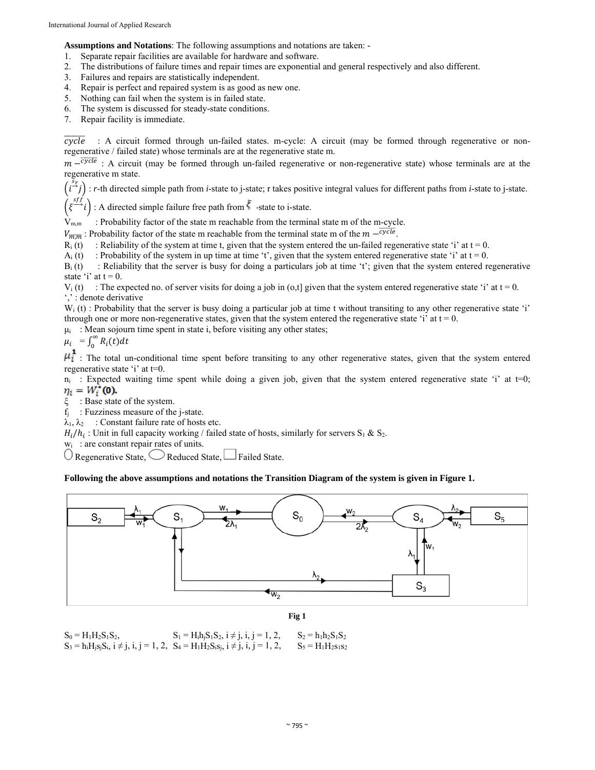**Assumptions and Notations**: The following assumptions and notations are taken: -

1. Separate repair facilities are available for hardware and software.
2. The distributions of failure times and repair times are exponential and general respectively and also different.
3. Failures and repairs are statistically independent.
4. Repair is perfect and repaired system is as good as new one.
5. Nothing can fail when the system is in failed state.
6. The system is discussed for steady-state conditions.
7. Repair facility is immediate.

$\underline{cycle}$ : A circuit formed through un-failed states. m-cycle: A circuit (may be formed through regenerative or non-regenerative / failed state) whose terminals are at the regenerative state m.

$m -\overline{cycle}$ : A circuit (may be formed through un-failed regenerative or non-regenerative state) whose terminals are at the regenerative m state.

$\left(i \xrightarrow{S_r} j\right)$ : r-th directed simple path from *i*-state to j-state; r takes positive integral values for different paths from *i*-state to j-state.

$\left(\xi \xrightarrow{sff} i\right)$ : A directed simple failure free path from $\xi$ -state to i-state.

$V_{m,m}$ : Probability factor of the state m reachable from the terminal state m of the m-cycle.

$V_{\overline{m,m}}$ : Probability factor of the state m reachable from the terminal state m of the $m -\overline{cycle}$.

$R_i$ (t) : Reliability of the system at time t, given that the system entered the un-failed regenerative state 'i' at t = 0.

$A_i$ (t) : Probability of the system in up time at time 't', given that the system entered regenerative state 'i' at t = 0.

$B_i$ (t) : Reliability that the server is busy for doing a particulars job at time 't'; given that the system entered regenerative state 'i' at t = 0.

$V_i$ (t) : The expected no. of server visits for doing a job in (o,t] given that the system entered regenerative state 'i' at t = 0.

',' : denote derivative

$W_i$ (t) : Probability that the server is busy doing a particular job at time t without transiting to any other regenerative state 'i' through one or more non-regenerative states, given that the system entered the regenerative state 'i' at t = 0.

$\mu_i$ : Mean sojourn time spent in state i, before visiting any other states;

$\mu_i = \int_0^{\infty} R_i(t)dt$

$\mu_i^1$ : The total un-conditional time spent before transiting to any other regenerative states, given that the system entered regenerative state 'i' at t=0.

$n_i$ : Expected waiting time spent while doing a given job, given that the system entered regenerative state 'i' at t=0; $\eta_i = W_i^*(0)$.

$\xi$ : Base state of the system.

$f_j$ : Fuzziness measure of the j-state.

$\lambda_1, \lambda_2$ : Constant failure rate of hosts etc.

$H_i/h_i$ : Unit in full capacity working / failed state of hosts, similarly for servers $S_1$ & $S_2$.

$w_i$ : are constant repair rates of units.

Regenerative State, Reduced State, Failed State.

**Following the above assumptions and notations the Transition Diagram of the system is given in Figure 1.**

Fig 1

$S_0 = H_1H_2S_1S_2$, $S_1 = H_ih_jS_1S_2$, $i \neq j$, $i, j = 1, 2$, $S_2 = h_1h_2S_1S_2$

$S_3 = h_iH_js_jS_i$, $i \neq j$, $i, j = 1, 2$, $S_4 = H_1H_2S_is_j$, $i \neq j$, $i, j = 1, 2$, $S_5 = H_1H_2s_1s_2$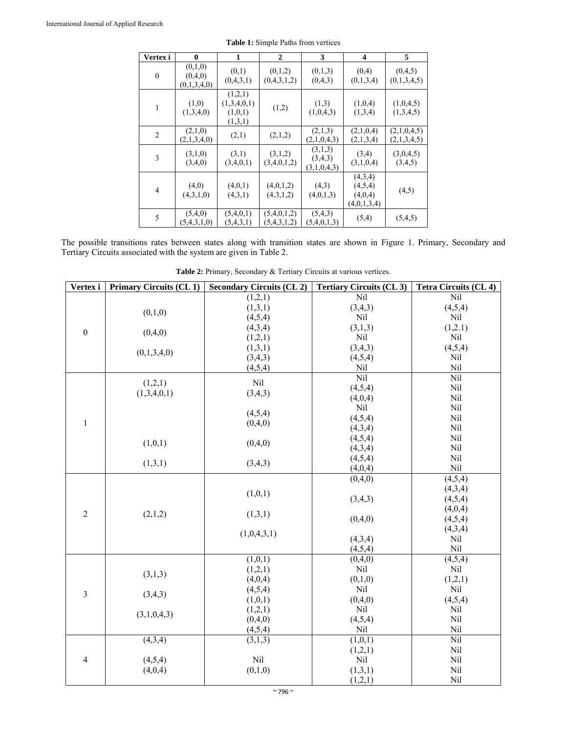**Table 1:** Simple Paths from vertices

| Vertex i | 0 | 1 | 2 | 3 | 4 | 5 |
|---|---|---|---|---|---|---|
| 0 | (0,1,0)<br>(0,4,0)<br>(0,1,3,4,0) | (0,1)<br>(0,4,3,1) | (0,1,2)<br>(0,4,3,1,2) | (0,1,3)<br>(0,4,3) | (0,4)<br>(0,1,3,4) | (0,4,5)<br>(0,1,3,4,5) |
| 1 | (1,0)<br>(1,3,4,0) | (1,2,1)<br>(1,3,4,0,1)<br>(1,0,1)<br>(1,3,1) | (1,2) | (1,3)<br>(1,0,4,3) | (1,0,4)<br>(1,3,4) | (1,0,4,5)<br>(1,3,4,5) |
| 2 | (2,1,0)<br>(2,1,3,4,0) | (2,1) | (2,1,2) | (2,1,3)<br>(2,1,0,4,3) | (2,1,0,4)<br>(2,1,3,4) | (2,1,0,4,5)<br>(2,1,3,4,5) |
| 3 | (3,1,0)<br>(3,4,0) | (3,1)<br>(3,4,0,1) | (3,1,2)<br>(3,4,0,1,2) | (3,1,3)<br>(3,4,3)<br>(3,1,0,4,3) | (3,4)<br>(3,1,0,4) | (3,0,4,5)<br>(3,4,5) |
| 4 | (4,0)<br>(4,3,1,0) | (4,0,1)<br>(4,3,1) | (4,0,1,2)<br>(4,3,1,2) | (4,3)<br>(4,0,1,3) | (4,3,4)<br>(4,5,4)<br>(4,0,4)<br>(4,0,1,3,4) | (4,5) |
| 5 | (5,4,0)<br>(5,4,3,1,0) | (5,4,0,1)<br>(5,4,3,1) | (5,4,0,1,2)<br>(5,4,3,1,2) | (5,4,3)<br>(5,4,0,1,3) | (5,4) | (5,4,5) |

The possible transitions rates between states along with transition states are shown in Figure 1. Primary, Secondary and Tertiary Circuits associated with the system are given in Table 2.

**Table 2:** Primary, Secondary & Tertiary Circuits at various vertices.

| Vertex i | Primary Circuits (CL 1) | Secondary Circuits (CL 2) | Tertiary Circuits (CL 3) | Tetra Circuits (CL 4) |
|---|---|---|---|---|
| 0 | (0,1,0) | (1,2,1) | Nil | Nil |
| | | (1,3,1) | (3,4,3) | (4,5,4) |
| | | (4,5,4) | Nil | Nil |
| | (0,4,0) | (4,3,4) | (3,1,3) | (1,2.1) |
| | | (1,2,1) | Nil | Nil |
| | (0,1,3,4,0) | (1,3,1) | (3,4,3) | (4,5,4) |
| | | (3,4,3) | (4,5,4) | Nil |
| | | (4,5,4) | Nil | Nil |
| 1 | (1,2,1) | Nil | Nil | Nil |
| | (1,3,4,0,1) | (3,4,3) | (4,5,4) | Nil |
| | | | (4,0,4) | Nil |
| | | (4,5,4) | Nil | Nil |
| | | (0,4,0) | (4,5,4) | Nil |
| | | | (4,3,4) | Nil |
| | (1,0,1) | (0,4,0) | (4,5,4) | Nil |
| | | | (4,3,4) | Nil |
| | (1,3,1) | (3,4,3) | (4,5,4) | Nil |
| | | | (4,0,4) | Nil |
| 2 | | | (0,4,0) | (4,5,4) |
| | | (1,0,1) | | (4,3,4) |
| | | | (3,4,3) | (4,5,4) |
| | (2,1,2) | (1,3,1) | | (4,0,4) |
| | | | (0,4,0) | (4,5,4) |
| | | (1,0,4,3,1) | | (4,3,4) |
| | | | (4,3,4) | Nil |
| | | | (4,5,4) | Nil |
| 3 | | (1,0,1) | (0,4,0) | (4,5,4) |
| | (3,1,3) | (1,2,1) | Nil | Nil |
| | | (4,0,4) | (0,1,0) | (1,2,1) |
| | (3,4,3) | (4,5,4) | Nil | Nil |
| | | (1,0,1) | (0,4,0) | (4,5,4) |
| | (3,1,0,4,3) | (1,2,1) | Nil | Nil |
| | | (0,4,0) | (4,5,4) | Nil |
| | | (4,5,4) | Nil | Nil |
| 4 | (4,3,4) | (3,1,3) | (1,0,1) | Nil |
| | | | (1,2,1) | Nil |
| | (4,5,4) | Nil | Nil | Nil |
| | (4,0,4) | (0,1,0) | (1,3,1) | Nil |
| | | | (1,2,1) | Nil |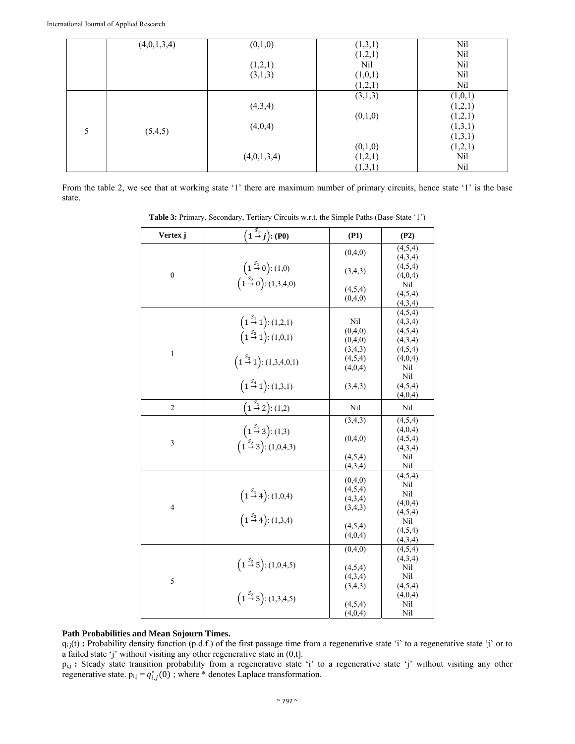|  | (4,0,1,3,4) | (0,1,0) | (1,3,1) | Nil |
|---|---|---|---|---|
|  |  |  | (1,2,1) | Nil |
|  |  | (1,2,1) | Nil | Nil |
|  |  | (3,1,3) | (1,0,1) | Nil |
|  |  |  | (1,2,1) | Nil |
| 5 | (5,4,5) |  | (3,1,3) | (1,0,1) |
|  |  | (4,3,4) |  | (1,2,1) |
|  |  |  | (0,1,0) | (1,2,1) |
|  |  | (4,0,4) |  | (1,3,1) |
|  |  |  |  | (1,3,1) |
|  |  |  | (0,1,0) | (1,2,1) |
|  |  | (4,0,1,3,4) | (1,2,1) | Nil |
|  |  |  | (1,3,1) | Nil |

From the table 2, we see that at working state '1' there are maximum number of primary circuits, hence state '1' is the base state.

**Table 3:** Primary, Secondary, Tertiary Circuits w.r.t. the Simple Paths (Base-State '1')

| Vertex j | $\left(1 \overset{S_r}{\rightarrow} j\right)$: (P0) | (P1) | (P2) |
|---|---|---|---|
| 0 | $\left(1 \overset{S_1}{\rightarrow} 0\right)$: (1,0) | (0,4,0) | (4,5,4) |
|  |  |  | (4,3,4) |
|  |  | (3,4,3) | (4,5,4) |
|  |  |  | (4,0,4) |
|  | $\left(1 \overset{S_2}{\rightarrow} 0\right)$: (1,3,4,0) | (4,5,4) | Nil |
|  |  | (0,4,0) | (4,5,4) |
|  |  |  | (4,3,4) |
| 1 | $\left(1 \overset{S_1}{\rightarrow} 1\right)$: (1,2,1) | Nil | (4,5,4) |
|  | $\left(1 \overset{S_2}{\rightarrow} 1\right)$: (1,0,1) | (0,4,0) | (4,3,4) |
|  |  | (0,4,0) | (4,5,4) |
|  |  | (3,4,3) | (4,3,4) |
|  | $\left(1 \overset{S_3}{\rightarrow} 1\right)$: (1,3,4,0,1) | (4,5,4) | (4,5,4) |
|  |  | (4,0,4) | (4,0,4) |
|  |  |  | Nil |
|  |  |  | Nil |
|  | $\left(1 \overset{S_4}{\rightarrow} 1\right)$: (1,3,1) | (3,4,3) | (4,5,4) |
|  |  |  | (4,0,4) |
| 2 | $\left(1 \overset{S_1}{\rightarrow} 2\right)$: (1,2) | Nil | Nil |
| 3 | $\left(1 \overset{S_1}{\rightarrow} 3\right)$: (1,3) | (3,4,3) | (4,5,4) |
|  |  |  | (4,0,4) |
|  | $\left(1 \overset{S_2}{\rightarrow} 3\right)$: (1,0,4,3) | (0,4,0) | (4,5,4) |
|  |  |  | (4,3,4) |
|  |  | (4,5,4) | Nil |
|  |  | (4,3,4) | Nil |
| 4 | $\left(1 \overset{S_1}{\rightarrow} 4\right)$: (1,0,4) | (0,4,0) | (4,5,4) |
|  |  | (4,5,4) | Nil |
|  |  | (4,3,4) | Nil |
|  |  | (3,4,3) | (4,0,4) |
|  | $\left(1 \overset{S_2}{\rightarrow} 4\right)$: (1,3,4) |  | (4,5,4) |
|  |  |  | Nil |
|  |  | (4,5,4) | (4,5,4) |
|  |  | (4,0,4) | (4,3,4) |
| 5 | $\left(1 \overset{S_2}{\rightarrow} 5\right)$: (1,0,4,5) | (0,4,0) | (4,5,4) |
|  |  |  | (4,3,4) |
|  |  | (4,5,4) | Nil |
|  |  | (4,3,4) | Nil |
|  |  | (3,4,3) | (4,5,4) |
|  | $\left(1 \overset{S_2}{\rightarrow} 5\right)$: (1,3,4,5) |  | (4,0,4) |
|  |  | (4,5,4) | Nil |
|  |  | (4,0,4) | Nil |

**Path Probabilities and Mean Sojourn Times.**

$q_{i,j}(t)$ **:** Probability density function (p.d.f.) of the first passage time from a regenerative state 'i' to a regenerative state 'j' or to a failed state 'j' without visiting any other regenerative state in (0,t].

$p_{i,j}$ **:** Steady state transition probability from a regenerative state 'i' to a regenerative state 'j' without visiting any other regenerative state. $p_{i,j} = q_{i,j}^*(0)$ ; where * denotes Laplace transformation.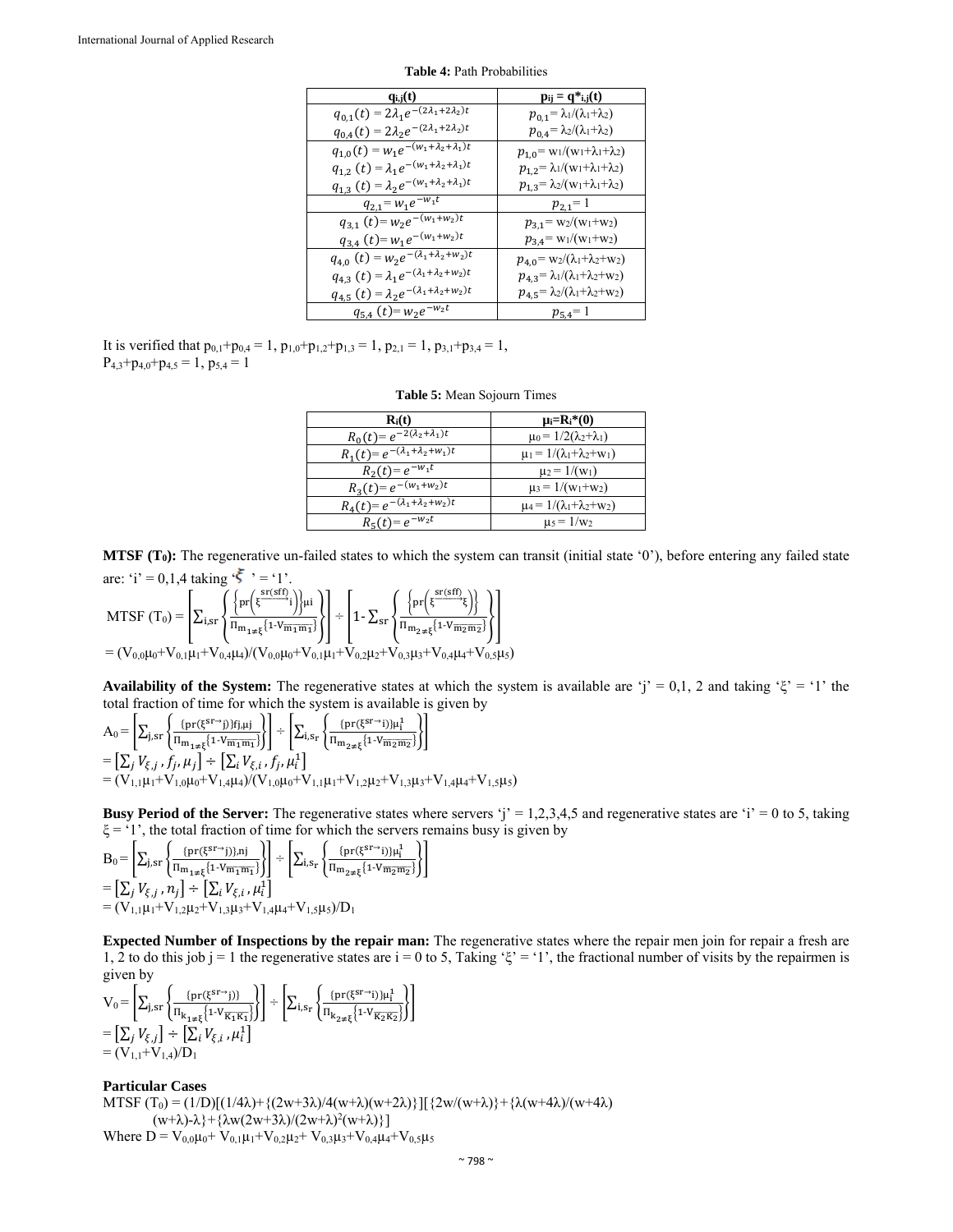**Table 4:** Path Probabilities

| $q_{i,j}(t)$ | $p_{ij} = q^*_{i,j}(t)$ |
|---|---|
| $q_{0,1}(t) = 2\lambda_1 e^{-(2\lambda_1+2\lambda_2)t}$<br>$q_{0,4}(t) = 2\lambda_2 e^{-(2\lambda_1+2\lambda_2)t}$ | $p_{0,1} = \lambda_1/(\lambda_1+\lambda_2)$<br>$p_{0,4} = \lambda_2/(\lambda_1+\lambda_2)$ |
| $q_{1,0}(t) = w_1 e^{-(w_1+\lambda_2+\lambda_1)t}$<br>$q_{1,2}(t) = \lambda_1 e^{-(w_1+\lambda_2+\lambda_1)t}$<br>$q_{1,3}(t) = \lambda_2 e^{-(w_1+\lambda_2+\lambda_1)t}$ | $p_{1,0} = w_1/(w_1+\lambda_1+\lambda_2)$<br>$p_{1,2} = \lambda_1/(w_1+\lambda_1+\lambda_2)$<br>$p_{1,3} = \lambda_2/(w_1+\lambda_1+\lambda_2)$ |
| $q_{2,1} = w_1 e^{-w_1 t}$ | $p_{2,1} = 1$ |
| $q_{3,1}(t) = w_2 e^{-(w_1+w_2)t}$<br>$q_{3,4}(t) = w_1 e^{-(w_1+w_2)t}$ | $p_{3,1} = w_2/(w_1+w_2)$<br>$p_{3,4} = w_1/(w_1+w_2)$ |
| $q_{4,0}(t) = w_2 e^{-(\lambda_1+\lambda_2+w_2)t}$<br>$q_{4,3}(t) = \lambda_1 e^{-(\lambda_1+\lambda_2+w_2)t}$<br>$q_{4,5}(t) = \lambda_2 e^{-(\lambda_1+\lambda_2+w_2)t}$ | $p_{4,0} = w_2/(\lambda_1+\lambda_2+w_2)$<br>$p_{4,3} = \lambda_1/(\lambda_1+\lambda_2+w_2)$<br>$p_{4,5} = \lambda_2/(\lambda_1+\lambda_2+w_2)$ |
| $q_{5,4}(t) = w_2 e^{-w_2 t}$ | $p_{5,4} = 1$ |

It is verified that $p_{0,1}+p_{0,4} = 1$, $p_{1,0}+p_{1,2}+p_{1,3} = 1$, $p_{2,1} = 1$, $p_{3,1}+p_{3,4} = 1$,
$P_{4,3}+p_{4,0}+p_{4,5} = 1$, $p_{5,4} = 1$

**Table 5:** Mean Sojourn Times

| $R_i(t)$ | $\mu_i = R_i^*(0)$ |
|---|---|
| $R_0(t) = e^{-2(\lambda_2+\lambda_1)t}$ | $\mu_0 = 1/2(\lambda_2+\lambda_1)$ |
| $R_1(t) = e^{-(\lambda_1+\lambda_2+w_1)t}$ | $\mu_1 = 1/(\lambda_1+\lambda_2+w_1)$ |
| $R_2(t) = e^{-w_1 t}$ | $\mu_2 = 1/(w_1)$ |
| $R_3(t) = e^{-(w_1+w_2)t}$ | $\mu_3 = 1/(w_1+w_2)$ |
| $R_4(t) = e^{-(\lambda_1+\lambda_2+w_2)t}$ | $\mu_4 = 1/(\lambda_1+\lambda_2+w_2)$ |
| $R_5(t) = e^{-w_2 t}$ | $\mu_5 = 1/w_2$ |

**MTSF ($T_0$):** The regenerative un-failed states to which the system can transit (initial state '0'), before entering any failed state are: 'i' = 0,1,4 taking '$\xi$' = '1'.

$$\text{MTSF } (T_0) = \left[\sum_{i,sr}\left\{\frac{\left\{pr\left(\xi \xrightarrow{sr(sff)} i\right)\right\}\mu i}{\Pi_{m_1\neq\xi}\{1\text{-}V_{\overline{m_1 m_1}}\}}\right\}\right] \div \left[1\text{-}\sum_{sr}\left\{\frac{\left\{pr\left(\xi \xrightarrow{sr(sff)} \xi\right)\right\}}{\Pi_{m_2\neq\xi}\{1\text{-}V_{\overline{m_2 m_2}}\}}\right\}\right]$$

$= (V_{0,0}\mu_0+V_{0,1}\mu_1+V_{0,4}\mu_4)/(V_{0,0}\mu_0+V_{0,1}\mu_1+V_{0,2}\mu_2+V_{0,3}\mu_3+V_{0,4}\mu_4+V_{0,5}\mu_5)$

**Availability of the System:** The regenerative states at which the system is available are 'j' = 0,1, 2 and taking '$\xi$' = '1' the total fraction of time for which the system is available is given by

$$A_0 = \left[\sum_{j,sr}\left\{\frac{\{pr(\xi^{sr\to}j)\}fj,\mu j}{\Pi_{m_1\neq\xi}\{1\text{-}V_{\overline{m_1 m_1}}\}}\right\}\right] \div \left[\sum_{i,s_r}\left\{\frac{\{pr(\xi^{sr\to}i)\}\mu_i^1}{\Pi_{m_2\neq\xi}\{1\text{-}V_{\overline{m_2 m_2}}\}}\right\}\right]$$

$= \left[\sum_j V_{\xi,j}, f_j, \mu_j\right] \div \left[\sum_i V_{\xi,i}, f_j, \mu_i^1\right]$

$= (V_{1,1}\mu_1+V_{1,0}\mu_0+V_{1,4}\mu_4)/(V_{1,0}\mu_0+V_{1,1}\mu_1+V_{1,2}\mu_2+V_{1,3}\mu_3+V_{1,4}\mu_4+V_{1,5}\mu_5)$

**Busy Period of the Server:** The regenerative states where servers 'j' = 1,2,3,4,5 and regenerative states are 'i' = 0 to 5, taking $\xi$ = '1', the total fraction of time for which the servers remains busy is given by

$$B_0 = \left[\sum_{j,sr}\left\{\frac{\{pr(\xi^{sr\to}j)\},nj}{\Pi_{m_1\neq\xi}\{1\text{-}V_{\overline{m_1 m_1}}\}}\right\}\right] \div \left[\sum_{i,s_r}\left\{\frac{\{pr(\xi^{sr\to}i)\}\mu_i^1}{\Pi_{m_2\neq\xi}\{1\text{-}V_{\overline{m_2 m_2}}\}}\right\}\right]$$

$= \left[\sum_j V_{\xi,j}, n_j\right] \div \left[\sum_i V_{\xi,i}, \mu_i^1\right]$

$= (V_{1,1}\mu_1+V_{1,2}\mu_2+V_{1,3}\mu_3+V_{1,4}\mu_4+V_{1,5}\mu_5)/D_1$

**Expected Number of Inspections by the repair man:** The regenerative states where the repair men join for repair a fresh are 1, 2 to do this job j = 1 the regenerative states are i = 0 to 5, Taking '$\xi$' = '1', the fractional number of visits by the repairmen is given by

$$V_0 = \left[\sum_{j,sr}\left\{\frac{\{pr(\xi^{sr\to}j)\}}{\Pi_{k_1\neq\xi}\{1\text{-}V_{\overline{K_1 K_1}}\}}\right\}\right] \div \left[\sum_{i,s_r}\left\{\frac{\{pr(\xi^{sr\to}i)\}\mu_i^1}{\Pi_{k_2\neq\xi}\{1\text{-}V_{\overline{K_2 K_2}}\}}\right\}\right]$$

$= \left[\sum_j V_{\xi,j}\right] \div \left[\sum_i V_{\xi,i}, \mu_i^1\right]$

$= (V_{1,1}+V_{1,4})/D_1$

**Particular Cases**

MTSF ($T_0$) = $(1/D)[(1/4\lambda)+\{(2w+3\lambda)/4(w+\lambda)(w+2\lambda)\}][\{2w/(w+\lambda)\}+\{\lambda(w+4\lambda)/(w+4\lambda)(w+\lambda)\text{-}\lambda\}+\{\lambda w(2w+3\lambda)/(2w+\lambda)^2(w+\lambda)\}]$

Where $D = V_{0,0}\mu_0+V_{0,1}\mu_1+V_{0,2}\mu_2+V_{0,3}\mu_3+V_{0,4}\mu_4+V_{0,5}\mu_5$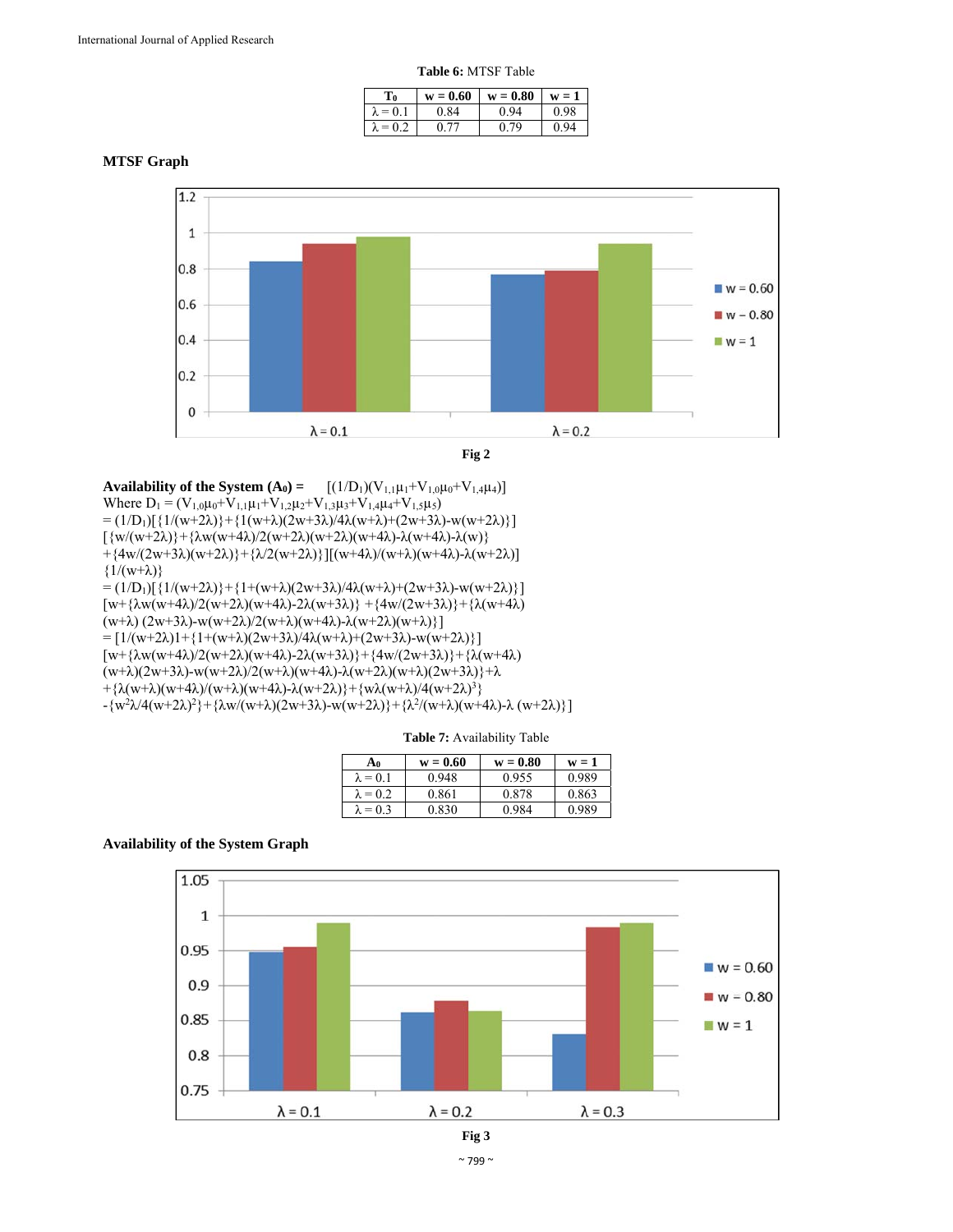**Table 6:** MTSF Table

| $T_0$ | w = 0.60 | w = 0.80 | w = 1 |
|---|---|---|---|
| λ = 0.1 | 0.84 | 0.94 | 0.98 |
| λ = 0.2 | 0.77 | 0.79 | 0.94 |

### MTSF Graph

Fig 2

**Availability of the System ($A_0$) =** $[(1/D_1)(V_{1,1}\mu_1+V_{1,0}\mu_0+V_{1,4}\mu_4)]$

Where $D_1 = (V_{1,0}\mu_0+V_{1,1}\mu_1+V_{1,2}\mu_2+V_{1,3}\mu_3+V_{1,4}\mu_4+V_{1,5}\mu_5)$

$= (1/D_1)[\{1/(w+2\lambda)\}+\{1(w+\lambda)(2w+3\lambda)/4\lambda(w+\lambda)+(2w+3\lambda)-w(w+2\lambda)\}]$
$[\{w/(w+2\lambda)\}+\{\lambda w(w+4\lambda)/2(w+2\lambda)(w+2\lambda)(w+4\lambda)-\lambda(w+4\lambda)-\lambda(w)\}$
$+\{4w/(2w+3\lambda)(w+2\lambda)\}+\{\lambda/2(w+2\lambda)\}][(w+4\lambda)/(w+\lambda)(w+4\lambda)-\lambda(w+2\lambda)]$
$\{1/(w+\lambda)\}$

$= (1/D_1)[\{1/(w+2\lambda)\}+\{1+(w+\lambda)(2w+3\lambda)/4\lambda(w+\lambda)+(2w+3\lambda)-w(w+2\lambda)\}]$
$[w+\{\lambda w(w+4\lambda)/2(w+2\lambda)(w+4\lambda)-2\lambda(w+3\lambda)\}+\{4w/(2w+3\lambda)\}+\{\lambda(w+4\lambda)$
$(w+\lambda)(2w+3\lambda)-w(w+2\lambda)/2(w+\lambda)(w+4\lambda)-\lambda(w+2\lambda)(w+\lambda)\}]$

$= [1/(w+2\lambda)1+\{1+(w+\lambda)(2w+3\lambda)/4\lambda(w+\lambda)+(2w+3\lambda)-w(w+2\lambda)\}]$
$[w+\{\lambda w(w+4\lambda)/2(w+2\lambda)(w+4\lambda)-2\lambda(w+3\lambda)\}+\{4w/(2w+3\lambda)\}+\{\lambda(w+4\lambda)$
$(w+\lambda)(2w+3\lambda)-w(w+2\lambda)/2(w+\lambda)(w+4\lambda)-\lambda(w+2\lambda)(w+\lambda)(2w+3\lambda)\}+\lambda$
$+\{\lambda(w+\lambda)(w+4\lambda)/(w+\lambda)(w+4\lambda)-\lambda(w+2\lambda)\}+\{w\lambda(w+\lambda)/4(w+2\lambda)^3\}$
$-\{w^2\lambda/4(w+2\lambda)^2\}+\{\lambda w/(w+\lambda)(2w+3\lambda)-w(w+2\lambda)\}+\{\lambda^2/(w+\lambda)(w+4\lambda)-\lambda(w+2\lambda)\}]$

**Table 7:** Availability Table

| $A_0$ | w = 0.60 | w = 0.80 | w = 1 |
|---|---|---|---|
| λ = 0.1 | 0.948 | 0.955 | 0.989 |
| λ = 0.2 | 0.861 | 0.878 | 0.863 |
| λ = 0.3 | 0.830 | 0.984 | 0.989 |

### Availability of the System Graph

Fig 3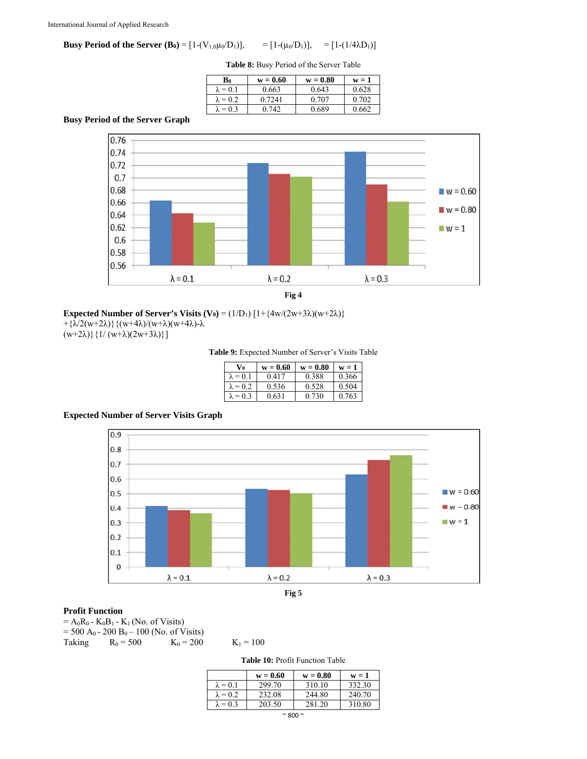**Busy Period of the Server ($B_0$)** = $[1-(V_{1,0}\mu_0/D_1)]$, $= [1-(\mu_0/D_1)]$, $= [1-(1/4\lambda D_1)]$

**Table 8:** Busy Period of the Server Table

| $B_0$ | w = 0.60 | w = 0.80 | w = 1 |
|---|---|---|---|
| λ = 0.1 | 0.663 | 0.643 | 0.628 |
| λ = 0.2 | 0.7241 | 0.707 | 0.702 |
| λ = 0.3 | 0.742 | 0.689 | 0.662 |

**Busy Period of the Server Graph**

Fig 4

**Expected Number of Server's Visits ($V_0$)** = $(1/D_1)\ [1+\{4w/(2w+3\lambda)(w+2\lambda)\} + \{\lambda/2(w+2\lambda)\}\{(w+4\lambda)/(w+\lambda)(w+4\lambda)-\lambda (w+2\lambda)\}\{1/(w+\lambda)(2w+3\lambda)\}]$

**Table 9:** Expected Number of Server's Visits Table

| $V_0$ | w = 0.60 | w = 0.80 | w = 1 |
|---|---|---|---|
| λ = 0.1 | 0.417 | 0.388 | 0.366 |
| λ = 0.2 | 0.536 | 0.528 | 0.504 |
| λ = 0.3 | 0.631 | 0.730 | 0.763 |

**Expected Number of Server Visits Graph**

Fig 5

**Profit Function**

$= A_0R_0 - K_0B_1 - K_1$ (No. of Visits)

$= 500\ A_0 - 200\ B_0 - 100$ (No. of Visits)

Taking $R_0 = 500$ $K_0 = 200$ $K_1 = 100$

**Table 10:** Profit Function Table

| | w = 0.60 | w = 0.80 | w = 1 |
|---|---|---|---|
| λ = 0.1 | 299.70 | 310.10 | 332.30 |
| λ = 0.2 | 232.08 | 244.80 | 240.70 |
| λ = 0.3 | 203.50 | 281.20 | 310.80 |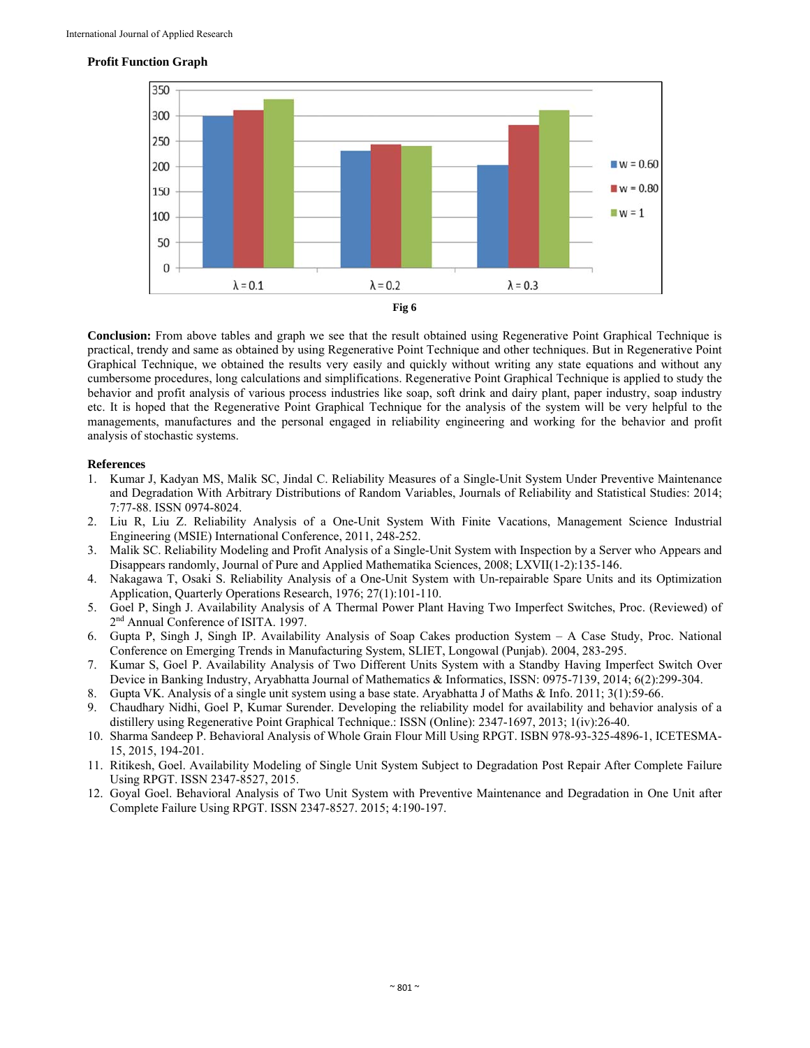**Profit Function Graph**

350
300
250
200
150
100
50
0

λ = 0.1
λ = 0.2
λ = 0.3

w = 0.60
w = 0.80
w = 1

**Fig 6**

**Conclusion:** From above tables and graph we see that the result obtained using Regenerative Point Graphical Technique is practical, trendy and same as obtained by using Regenerative Point Technique and other techniques. But in Regenerative Point Graphical Technique, we obtained the results very easily and quickly without writing any state equations and without any cumbersome procedures, long calculations and simplifications. Regenerative Point Graphical Technique is applied to study the behavior and profit analysis of various process industries like soap, soft drink and dairy plant, paper industry, soap industry etc. It is hoped that the Regenerative Point Graphical Technique for the analysis of the system will be very helpful to the managements, manufactures and the personal engaged in reliability engineering and working for the behavior and profit analysis of stochastic systems.

**References**

1. Kumar J, Kadyan MS, Malik SC, Jindal C. Reliability Measures of a Single-Unit System Under Preventive Maintenance and Degradation With Arbitrary Distributions of Random Variables, Journals of Reliability and Statistical Studies: 2014; 7:77-88. ISSN 0974-8024.
2. Liu R, Liu Z. Reliability Analysis of a One-Unit System With Finite Vacations, Management Science Industrial Engineering (MSIE) International Conference, 2011, 248-252.
3. Malik SC. Reliability Modeling and Profit Analysis of a Single-Unit System with Inspection by a Server who Appears and Disappears randomly, Journal of Pure and Applied Mathematika Sciences, 2008; LXVII(1-2):135-146.
4. Nakagawa T, Osaki S. Reliability Analysis of a One-Unit System with Un-repairable Spare Units and its Optimization Application, Quarterly Operations Research, 1976; 27(1):101-110.
5. Goel P, Singh J. Availability Analysis of A Thermal Power Plant Having Two Imperfect Switches, Proc. (Reviewed) of 2nd Annual Conference of ISITA. 1997.
6. Gupta P, Singh J, Singh IP. Availability Analysis of Soap Cakes production System – A Case Study, Proc. National Conference on Emerging Trends in Manufacturing System, SLIET, Longowal (Punjab). 2004, 283-295.
7. Kumar S, Goel P. Availability Analysis of Two Different Units System with a Standby Having Imperfect Switch Over Device in Banking Industry, Aryabhatta Journal of Mathematics & Informatics, ISSN: 0975-7139, 2014; 6(2):299-304.
8. Gupta VK. Analysis of a single unit system using a base state. Aryabhatta J of Maths & Info. 2011; 3(1):59-66.
9. Chaudhary Nidhi, Goel P, Kumar Surender. Developing the reliability model for availability and behavior analysis of a distillery using Regenerative Point Graphical Technique.: ISSN (Online): 2347-1697, 2013; 1(iv):26-40.
10. Sharma Sandeep P. Behavioral Analysis of Whole Grain Flour Mill Using RPGT. ISBN 978-93-325-4896-1, ICETESMA-15, 2015, 194-201.
11. Ritikesh, Goel. Availability Modeling of Single Unit System Subject to Degradation Post Repair After Complete Failure Using RPGT. ISSN 2347-8527, 2015.
12. Goyal Goel. Behavioral Analysis of Two Unit System with Preventive Maintenance and Degradation in One Unit after Complete Failure Using RPGT. ISSN 2347-8527. 2015; 4:190-197.